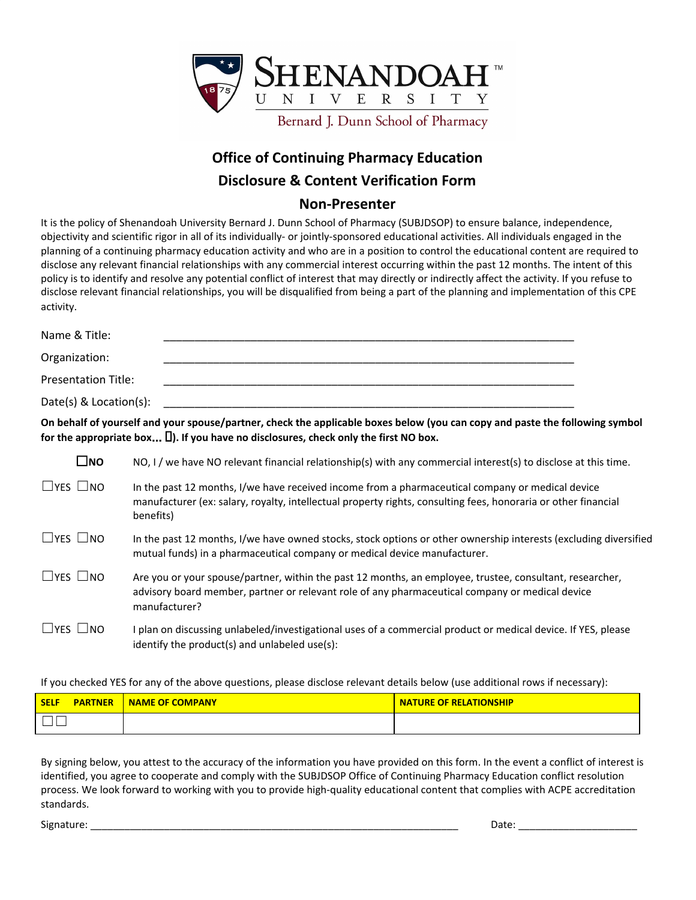**SHENANDOAH UNIVERSITY**

Bernard J. Dunn School of Pharmacy

## Office of Continuing Pharmacy Education

## Disclosure & Content Verification Form

## Non-Presenter

It is the policy of Shenandoah University Bernard J. Dunn School of Pharmacy (SUBJDSOP) to ensure balance, independence, objectivity and scientific rigor in all of its individually- or jointly-sponsored educational activities. All individuals engaged in the planning of a continuing pharmacy education activity and who are in a position to control the educational content are required to disclose any relevant financial relationships with any commercial interest occurring within the past 12 months. The intent of this policy is to identify and resolve any potential conflict of interest that may directly or indirectly affect the activity. If you refuse to disclose relevant financial relationships, you will be disqualified from being a part of the planning and implementation of this CPE activity.

Name & Title: ____________________________________________________________

Organization: ____________________________________________________________

Presentation Title: ____________________________________________________________

Date(s) & Location(s): ____________________________________________________________

**On behalf of yourself and your spouse/partner, check the applicable boxes below (you can copy and paste the following symbol for the appropriate box... ▯). If you have no disclosures, check only the first NO box.**

**☐NO** NO, I / we have NO relevant financial relationship(s) with any commercial interest(s) to disclose at this time.

☐YES ☐NO In the past 12 months, I/we have received income from a pharmaceutical company or medical device manufacturer (ex: salary, royalty, intellectual property rights, consulting fees, honoraria or other financial benefits)

☐YES ☐NO In the past 12 months, I/we have owned stocks, stock options or other ownership interests (excluding diversified mutual funds) in a pharmaceutical company or medical device manufacturer.

☐YES ☐NO Are you or your spouse/partner, within the past 12 months, an employee, trustee, consultant, researcher, advisory board member, partner or relevant role of any pharmaceutical company or medical device manufacturer?

☐YES ☐NO I plan on discussing unlabeled/investigational uses of a commercial product or medical device. If YES, please identify the product(s) and unlabeled use(s):

If you checked YES for any of the above questions, please disclose relevant details below (use additional rows if necessary):

| SELF PARTNER | NAME OF COMPANY | NATURE OF RELATIONSHIP |
|---|---|---|
| ☐ ☐ | | |

By signing below, you attest to the accuracy of the information you have provided on this form. In the event a conflict of interest is identified, you agree to cooperate and comply with the SUBJDSOP Office of Continuing Pharmacy Education conflict resolution process. We look forward to working with you to provide high-quality educational content that complies with ACPE accreditation standards.

Signature: ____________________________________________________________ Date: ____________________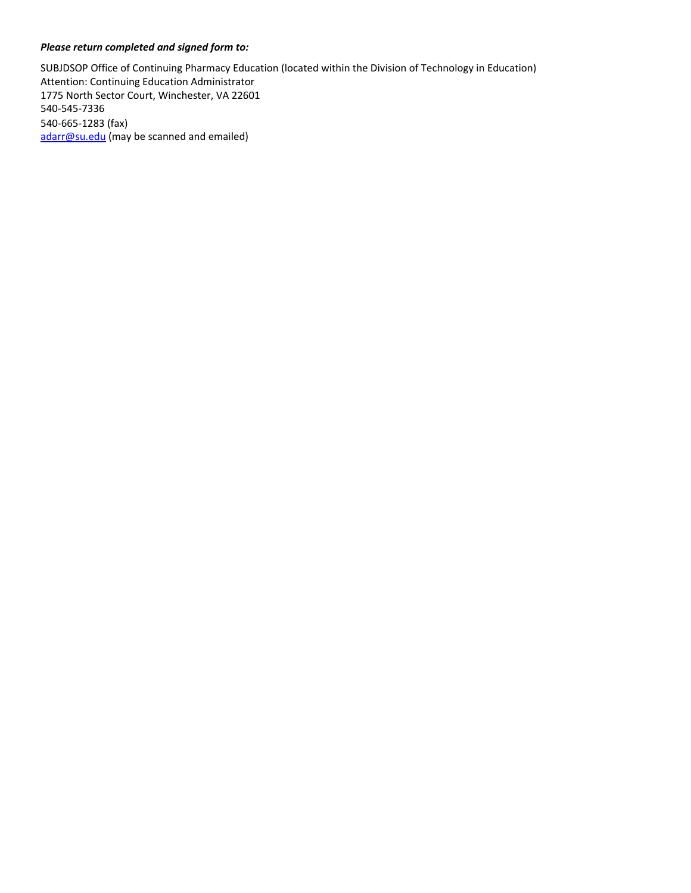***Please return completed and signed form to:***

SUBJDSOP Office of Continuing Pharmacy Education (located within the Division of Technology in Education)  
Attention: Continuing Education Administrator  
1775 North Sector Court, Winchester, VA 22601  
540-545-7336  
540-665-1283 (fax)  
adarr@su.edu (may be scanned and emailed)